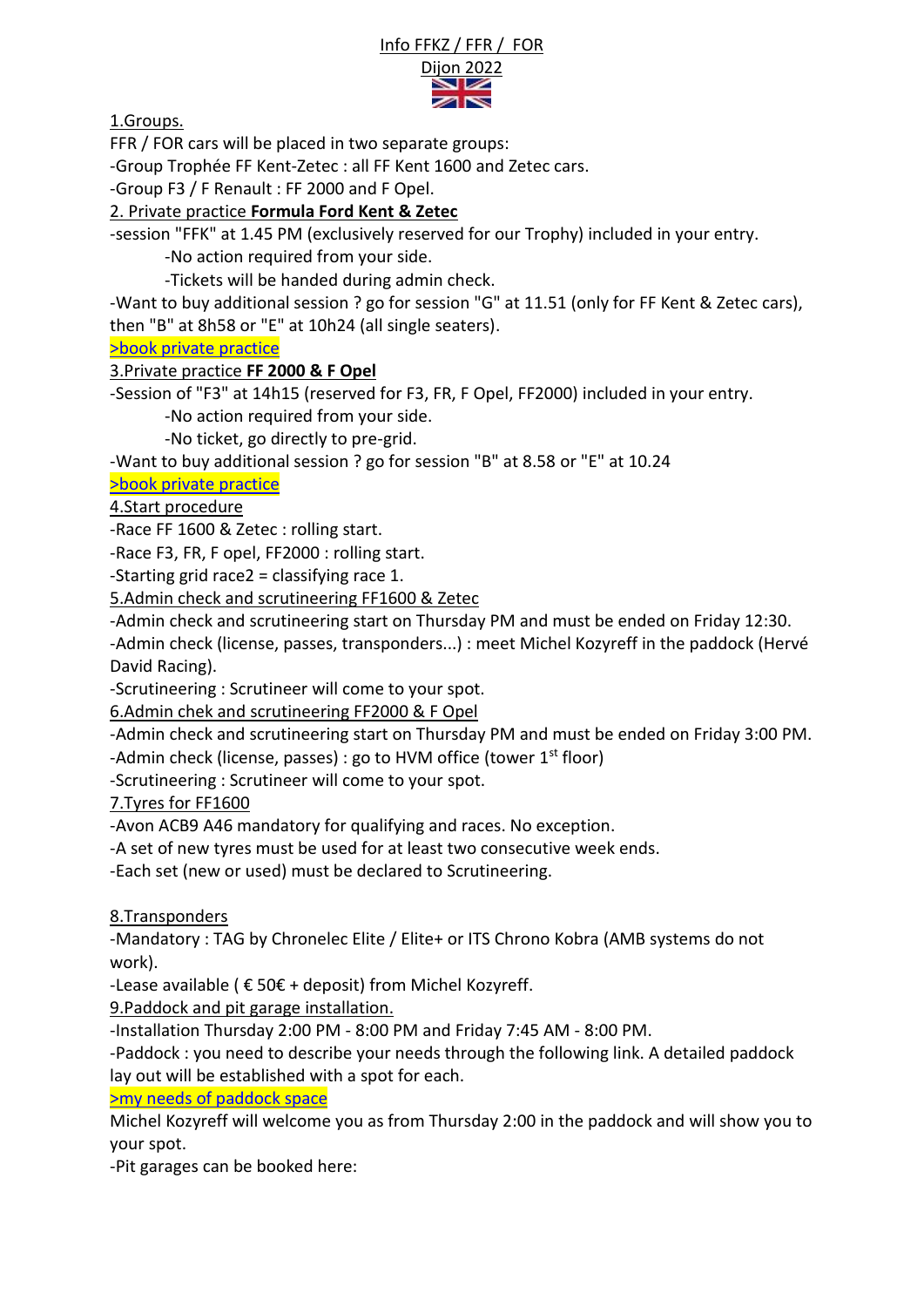Info FFKZ / FFR / FOR

Dijon 2022

## 1.Groups.

FFR / FOR cars will be placed in two separate groups:

-Group Trophée FF Kent-Zetec : all FF Kent 1600 and Zetec cars.

-Group F3 / F Renault : FF 2000 and F Opel.

## 2. Private practice **Formula Ford Kent & Zetec**

-session "FFK" at 1.45 PM (exclusively reserved for our Trophy) included in your entry.

-No action required from your side.

-Tickets will be handed during admin check.

-Want to buy additional session ? go for session "G" at 11.51 (only for FF Kent & Zetec cars), then "B" at 8h58 or "E" at 10h24 (all single seaters).

>book private practice

## 3.Private practice **FF 2000 & F Opel**

-Session of "F3" at 14h15 (reserved for F3, FR, F Opel, FF2000) included in your entry.

-No action required from your side.

-No ticket, go directly to pre-grid.

-Want to buy additional session ? go for session "B" at 8.58 or "E" at 10.24

>book private practice

## 4.Start procedure

-Race FF 1600 & Zetec : rolling start.

-Race F3, FR, F opel, FF2000 : rolling start.

-Starting grid race2 = classifying race 1.

## 5.Admin check and scrutineering FF1600 & Zetec

-Admin check and scrutineering start on Thursday PM and must be ended on Friday 12:30.

-Admin check (license, passes, transponders...) : meet Michel Kozyreff in the paddock (Hervé David Racing).

-Scrutineering : Scrutineer will come to your spot.

## 6.Admin chek and scrutineering FF2000 & F Opel

-Admin check and scrutineering start on Thursday PM and must be ended on Friday 3:00 PM.

-Admin check (license, passes) : go to HVM office (tower 1st floor)

-Scrutineering : Scrutineer will come to your spot.

## 7.Tyres for FF1600

-Avon ACB9 A46 mandatory for qualifying and races. No exception.

-A set of new tyres must be used for at least two consecutive week ends.

-Each set (new or used) must be declared to Scrutineering.

## 8.Transponders

-Mandatory : TAG by Chronelec Elite / Elite+ or ITS Chrono Kobra (AMB systems do not work).

-Lease available ( € 50€ + deposit) from Michel Kozyreff.

## 9.Paddock and pit garage installation.

-Installation Thursday 2:00 PM - 8:00 PM and Friday 7:45 AM - 8:00 PM.

-Paddock : you need to describe your needs through the following link. A detailed paddock lay out will be established with a spot for each.

>my needs of paddock space

Michel Kozyreff will welcome you as from Thursday 2:00 in the paddock and will show you to your spot.

-Pit garages can be booked here: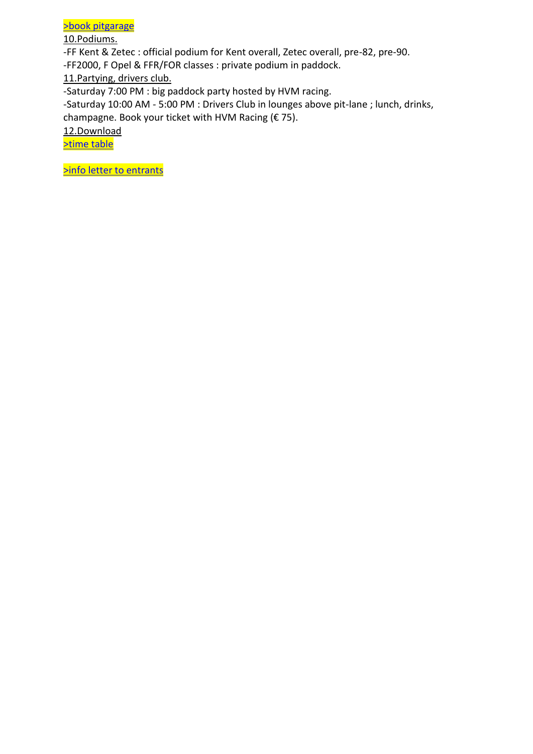>book pitgarage

10.Podiums.

-FF Kent & Zetec : official podium for Kent overall, Zetec overall, pre-82, pre-90.

-FF2000, F Opel & FFR/FOR classes : private podium in paddock.

11.Partying, drivers club.

-Saturday 7:00 PM : big paddock party hosted by HVM racing.

-Saturday 10:00 AM - 5:00 PM : Drivers Club in lounges above pit-lane ; lunch, drinks, champagne. Book your ticket with HVM Racing (€ 75).

12.Download

>time table

>info letter to entrants